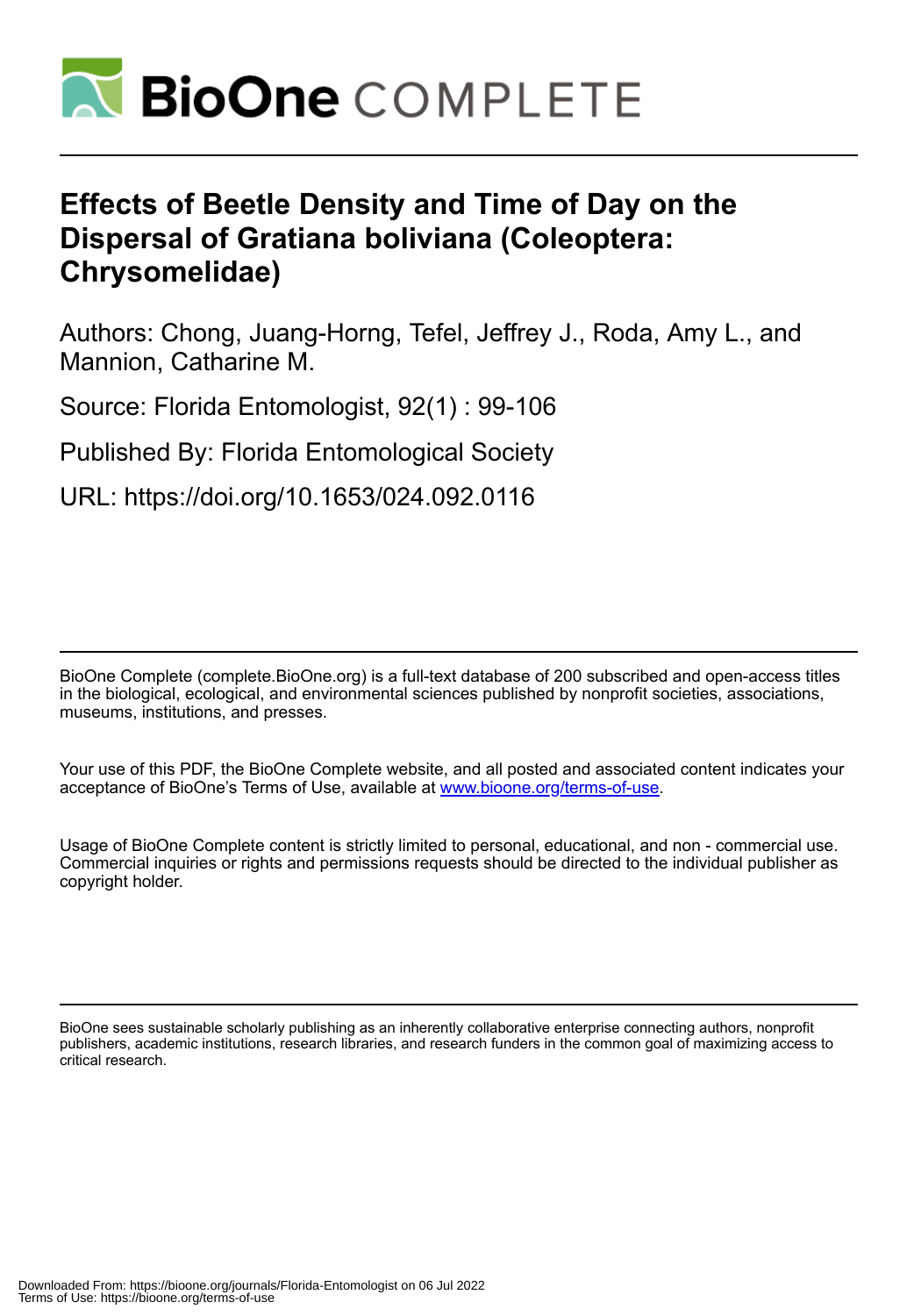# Effects of Beetle Density and Time of Day on the Dispersal of Gratiana boliviana (Coleoptera: Chrysomelidae)

Authors: Chong, Juang-Horng, Tefel, Jeffrey J., Roda, Amy L., and Mannion, Catharine M.

Source: Florida Entomologist, 92(1) : 99-106

Published By: Florida Entomological Society

URL: https://doi.org/10.1653/024.092.0116

---

BioOne Complete (complete.BioOne.org) is a full-text database of 200 subscribed and open-access titles in the biological, ecological, and environmental sciences published by nonprofit societies, associations, museums, institutions, and presses.

Your use of this PDF, the BioOne Complete website, and all posted and associated content indicates your acceptance of BioOne's Terms of Use, available at www.bioone.org/terms-of-use.

Usage of BioOne Complete content is strictly limited to personal, educational, and non - commercial use. Commercial inquiries or rights and permissions requests should be directed to the individual publisher as copyright holder.

---

BioOne sees sustainable scholarly publishing as an inherently collaborative enterprise connecting authors, nonprofit publishers, academic institutions, research libraries, and research funders in the common goal of maximizing access to critical research.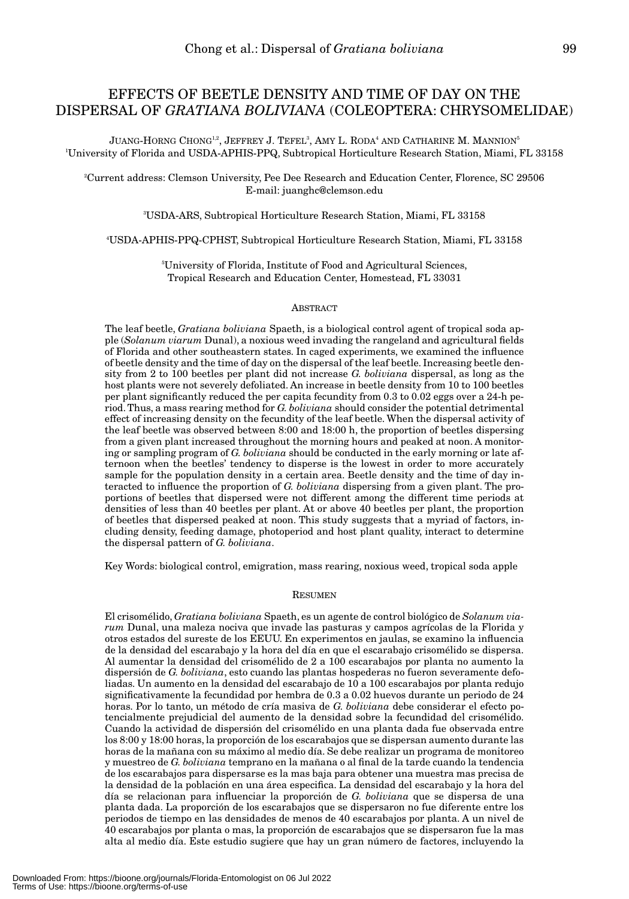# EFFECTS OF BEETLE DENSITY AND TIME OF DAY ON THE DISPERSAL OF *GRATIANA BOLIVIANA* (COLEOPTERA: CHRYSOMELIDAE)

JUANG-HORNG CHONG[1,2], JEFFREY J. TEFEL[3], AMY L. RODA[4] AND CATHARINE M. MANNION[5]

[1]University of Florida and USDA-APHIS-PPQ, Subtropical Horticulture Research Station, Miami, FL 33158

[2]Current address: Clemson University, Pee Dee Research and Education Center, Florence, SC 29506
E-mail: juanghc@clemson.edu

[3]USDA-ARS, Subtropical Horticulture Research Station, Miami, FL 33158

[4]USDA-APHIS-PPQ-CPHST, Subtropical Horticulture Research Station, Miami, FL 33158

[5]University of Florida, Institute of Food and Agricultural Sciences,
Tropical Research and Education Center, Homestead, FL 33031

## ABSTRACT

The leaf beetle, *Gratiana boliviana* Spaeth, is a biological control agent of tropical soda apple (*Solanum viarum* Dunal), a noxious weed invading the rangeland and agricultural fields of Florida and other southeastern states. In caged experiments, we examined the influence of beetle density and the time of day on the dispersal of the leaf beetle. Increasing beetle density from 2 to 100 beetles per plant did not increase *G. boliviana* dispersal, as long as the host plants were not severely defoliated. An increase in beetle density from 10 to 100 beetles per plant significantly reduced the per capita fecundity from 0.3 to 0.02 eggs over a 24-h period. Thus, a mass rearing method for *G. boliviana* should consider the potential detrimental effect of increasing density on the fecundity of the leaf beetle. When the dispersal activity of the leaf beetle was observed between 8:00 and 18:00 h, the proportion of beetles dispersing from a given plant increased throughout the morning hours and peaked at noon. A monitoring or sampling program of *G. boliviana* should be conducted in the early morning or late afternoon when the beetles' tendency to disperse is the lowest in order to more accurately sample for the population density in a certain area. Beetle density and the time of day interacted to influence the proportion of *G. boliviana* dispersing from a given plant. The proportions of beetles that dispersed were not different among the different time periods at densities of less than 40 beetles per plant. At or above 40 beetles per plant, the proportion of beetles that dispersed peaked at noon. This study suggests that a myriad of factors, including density, feeding damage, photoperiod and host plant quality, interact to determine the dispersal pattern of *G. boliviana*.

Key Words: biological control, emigration, mass rearing, noxious weed, tropical soda apple

## RESUMEN

El crisomélido, *Gratiana boliviana* Spaeth, es un agente de control biológico de *Solanum viarum* Dunal, una maleza nociva que invade las pasturas y campos agrícolas de la Florida y otros estados del sureste de los EEUU. En experimentos en jaulas, se examino la influencia de la densidad del escarabajo y la hora del día en que el escarabajo crisomélido se dispersa. Al aumentar la densidad del crisomélido de 2 a 100 escarabajos por planta no aumento la dispersión de *G. boliviana*, esto cuando las plantas hospederas no fueron severamente defoliadas. Un aumento en la densidad del escarabajo de 10 a 100 escarabajos por planta redujo significativamente la fecundidad por hembra de 0.3 a 0.02 huevos durante un periodo de 24 horas. Por lo tanto, un método de cría masiva de *G. boliviana* debe considerar el efecto potencialmente prejudicial del aumento de la densidad sobre la fecundidad del crisomélido. Cuando la actividad de dispersión del crisomélido en una planta dada fue observada entre los 8:00 y 18:00 horas, la proporción de los escarabajos que se dispersan aumento durante las horas de la mañana con su máximo al medio día. Se debe realizar un programa de monitoreo y muestreo de *G. boliviana* temprano en la mañana o al final de la tarde cuando la tendencia de los escarabajos para dispersarse es la mas baja para obtener una muestra mas precisa de la densidad de la población en una área especifica. La densidad del escarabajo y la hora del día se relacionan para influenciar la proporción de *G. boliviana* que se dispersa de una planta dada. La proporción de los escarabajos que se dispersaron no fue diferente entre los periodos de tiempo en las densidades de menos de 40 escarabajos por planta. A un nivel de 40 escarabajos por planta o mas, la proporción de escarabajos que se dispersaron fue la mas alta al medio día. Este estudio sugiere que hay un gran número de factores, incluyendo la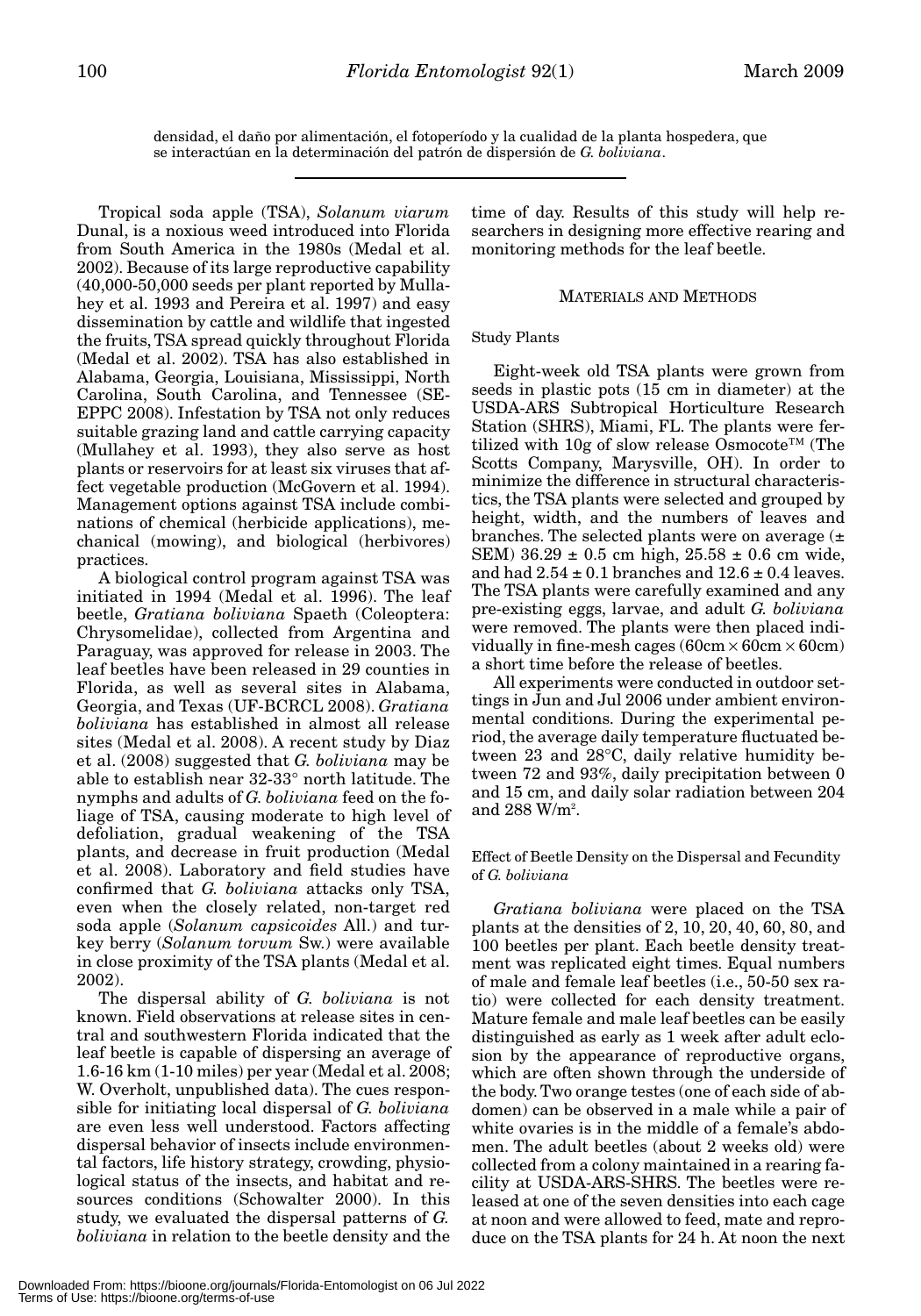densidad, el daño por alimentación, el fotoperíodo y la cualidad de la planta hospedera, que se interactúan en la determinación del patrón de dispersión de *G. boliviana*.

---

Tropical soda apple (TSA), *Solanum viarum* Dunal, is a noxious weed introduced into Florida from South America in the 1980s (Medal et al. 2002). Because of its large reproductive capability (40,000-50,000 seeds per plant reported by Mullahey et al. 1993 and Pereira et al. 1997) and easy dissemination by cattle and wildlife that ingested the fruits, TSA spread quickly throughout Florida (Medal et al. 2002). TSA has also established in Alabama, Georgia, Louisiana, Mississippi, North Carolina, South Carolina, and Tennessee (SE-EPPC 2008). Infestation by TSA not only reduces suitable grazing land and cattle carrying capacity (Mullahey et al. 1993), they also serve as host plants or reservoirs for at least six viruses that affect vegetable production (McGovern et al. 1994). Management options against TSA include combinations of chemical (herbicide applications), mechanical (mowing), and biological (herbivores) practices.

A biological control program against TSA was initiated in 1994 (Medal et al. 1996). The leaf beetle, *Gratiana boliviana* Spaeth (Coleoptera: Chrysomelidae), collected from Argentina and Paraguay, was approved for release in 2003. The leaf beetles have been released in 29 counties in Florida, as well as several sites in Alabama, Georgia, and Texas (UF-BCRCL 2008). *Gratiana boliviana* has established in almost all release sites (Medal et al. 2008). A recent study by Diaz et al. (2008) suggested that *G. boliviana* may be able to establish near 32-33° north latitude. The nymphs and adults of *G. boliviana* feed on the foliage of TSA, causing moderate to high level of defoliation, gradual weakening of the TSA plants, and decrease in fruit production (Medal et al. 2008). Laboratory and field studies have confirmed that *G. boliviana* attacks only TSA, even when the closely related, non-target red soda apple (*Solanum capsicoides* All.) and turkey berry (*Solanum torvum* Sw.) were available in close proximity of the TSA plants (Medal et al. 2002).

The dispersal ability of *G. boliviana* is not known. Field observations at release sites in central and southwestern Florida indicated that the leaf beetle is capable of dispersing an average of 1.6-16 km (1-10 miles) per year (Medal et al. 2008; W. Overholt, unpublished data). The cues responsible for initiating local dispersal of *G. boliviana* are even less well understood. Factors affecting dispersal behavior of insects include environmental factors, life history strategy, crowding, physiological status of the insects, and habitat and resources conditions (Schowalter 2000). In this study, we evaluated the dispersal patterns of *G. boliviana* in relation to the beetle density and the time of day. Results of this study will help researchers in designing more effective rearing and monitoring methods for the leaf beetle.

## MATERIALS AND METHODS

### Study Plants

Eight-week old TSA plants were grown from seeds in plastic pots (15 cm in diameter) at the USDA-ARS Subtropical Horticulture Research Station (SHRS), Miami, FL. The plants were fertilized with 10g of slow release Osmocote™ (The Scotts Company, Marysville, OH). In order to minimize the difference in structural characteristics, the TSA plants were selected and grouped by height, width, and the numbers of leaves and branches. The selected plants were on average (± SEM) 36.29 ± 0.5 cm high, 25.58 ± 0.6 cm wide, and had 2.54 ± 0.1 branches and 12.6 ± 0.4 leaves. The TSA plants were carefully examined and any pre-existing eggs, larvae, and adult *G. boliviana* were removed. The plants were then placed individually in fine-mesh cages (60cm × 60cm × 60cm) a short time before the release of beetles.

All experiments were conducted in outdoor settings in Jun and Jul 2006 under ambient environmental conditions. During the experimental period, the average daily temperature fluctuated between 23 and 28°C, daily relative humidity between 72 and 93%, daily precipitation between 0 and 15 cm, and daily solar radiation between 204 and 288 W/m$^2$.

### Effect of Beetle Density on the Dispersal and Fecundity of *G. boliviana*

*Gratiana boliviana* were placed on the TSA plants at the densities of 2, 10, 20, 40, 60, 80, and 100 beetles per plant. Each beetle density treatment was replicated eight times. Equal numbers of male and female leaf beetles (i.e., 50-50 sex ratio) were collected for each density treatment. Mature female and male leaf beetles can be easily distinguished as early as 1 week after adult eclosion by the appearance of reproductive organs, which are often shown through the underside of the body. Two orange testes (one of each side of abdomen) can be observed in a male while a pair of white ovaries is in the middle of a female's abdomen. The adult beetles (about 2 weeks old) were collected from a colony maintained in a rearing facility at USDA-ARS-SHRS. The beetles were released at one of the seven densities into each cage at noon and were allowed to feed, mate and reproduce on the TSA plants for 24 h. At noon the next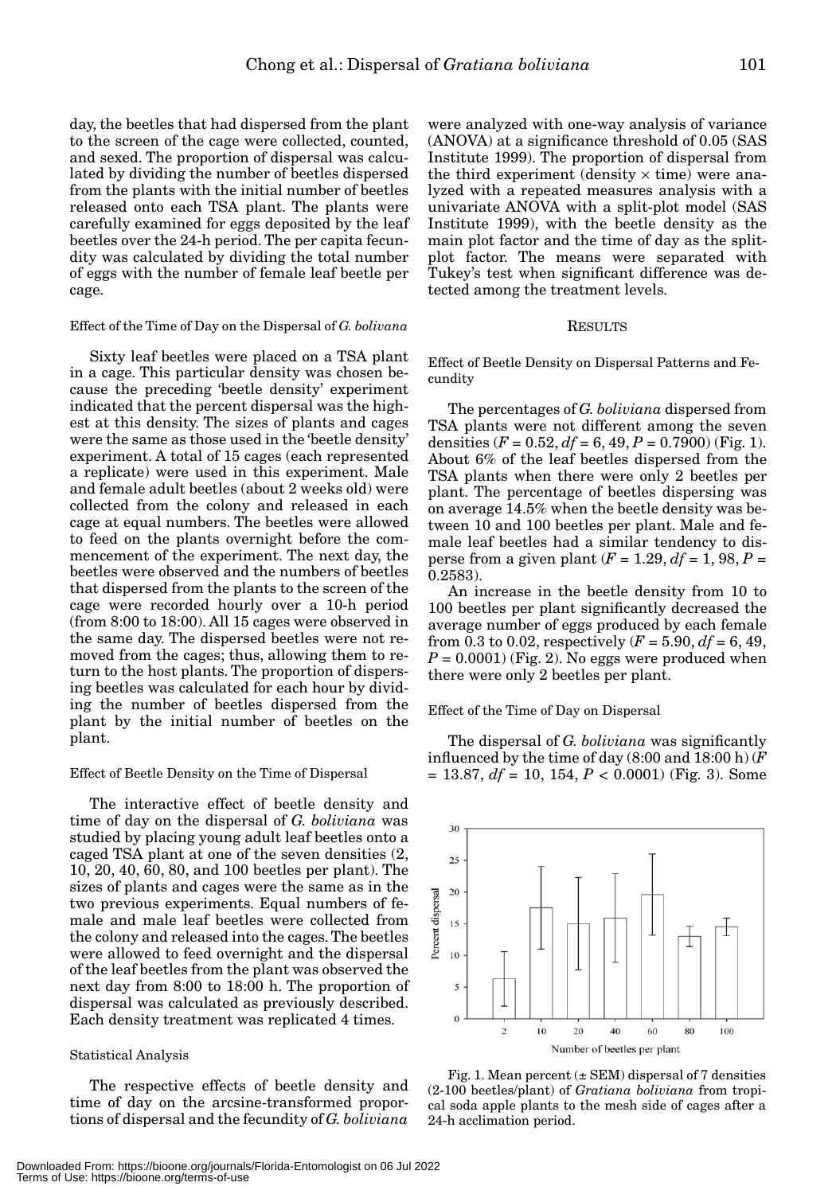day, the beetles that had dispersed from the plant to the screen of the cage were collected, counted, and sexed. The proportion of dispersal was calculated by dividing the number of beetles dispersed from the plants with the initial number of beetles released onto each TSA plant. The plants were carefully examined for eggs deposited by the leaf beetles over the 24-h period. The per capita fecundity was calculated by dividing the total number of eggs with the number of female leaf beetle per cage.

### Effect of the Time of Day on the Dispersal of *G. bolivana*

Sixty leaf beetles were placed on a TSA plant in a cage. This particular density was chosen because the preceding 'beetle density' experiment indicated that the percent dispersal was the highest at this density. The sizes of plants and cages were the same as those used in the 'beetle density' experiment. A total of 15 cages (each represented a replicate) were used in this experiment. Male and female adult beetles (about 2 weeks old) were collected from the colony and released in each cage at equal numbers. The beetles were allowed to feed on the plants overnight before the commencement of the experiment. The next day, the beetles were observed and the numbers of beetles that dispersed from the plants to the screen of the cage were recorded hourly over a 10-h period (from 8:00 to 18:00). All 15 cages were observed in the same day. The dispersed beetles were not removed from the cages; thus, allowing them to return to the host plants. The proportion of dispersing beetles was calculated for each hour by dividing the number of beetles dispersed from the plant by the initial number of beetles on the plant.

### Effect of Beetle Density on the Time of Dispersal

The interactive effect of beetle density and time of day on the dispersal of *G. boliviana* was studied by placing young adult leaf beetles onto a caged TSA plant at one of the seven densities (2, 10, 20, 40, 60, 80, and 100 beetles per plant). The sizes of plants and cages were the same as in the two previous experiments. Equal numbers of female and male leaf beetles were collected from the colony and released into the cages. The beetles were allowed to feed overnight and the dispersal of the leaf beetles from the plant was observed the next day from 8:00 to 18:00 h. The proportion of dispersal was calculated as previously described. Each density treatment was replicated 4 times.

### Statistical Analysis

The respective effects of beetle density and time of day on the arcsine-transformed proportions of dispersal and the fecundity of *G. boliviana* were analyzed with one-way analysis of variance (ANOVA) at a significance threshold of 0.05 (SAS Institute 1999). The proportion of dispersal from the third experiment (density × time) were analyzed with a repeated measures analysis with a univariate ANOVA with a split-plot model (SAS Institute 1999), with the beetle density as the main plot factor and the time of day as the split-plot factor. The means were separated with Tukey's test when significant difference was detected among the treatment levels.

## RESULTS

### Effect of Beetle Density on Dispersal Patterns and Fecundity

The percentages of *G. boliviana* dispersed from TSA plants were not different among the seven densities ($F = 0.52$, $df = 6, 49$, $P = 0.7900$) (Fig. 1). About 6% of the leaf beetles dispersed from the TSA plants when there were only 2 beetles per plant. The percentage of beetles dispersing was on average 14.5% when the beetle density was between 10 and 100 beetles per plant. Male and female leaf beetles had a similar tendency to disperse from a given plant ($F = 1.29$, $df = 1, 98$, $P = 0.2583$).

An increase in the beetle density from 10 to 100 beetles per plant significantly decreased the average number of eggs produced by each female from 0.3 to 0.02, respectively ($F = 5.90$, $df = 6, 49$, $P = 0.0001$) (Fig. 2). No eggs were produced when there were only 2 beetles per plant.

### Effect of the Time of Day on Dispersal

The dispersal of *G. boliviana* was significantly influenced by the time of day (8:00 and 18:00 h) ($F = 13.87$, $df = 10, 154$, $P < 0.0001$) (Fig. 3). Some

Fig. 1. Mean percent (± SEM) dispersal of 7 densities (2-100 beetles/plant) of *Gratiana boliviana* from tropical soda apple plants to the mesh side of cages after a 24-h acclimation period.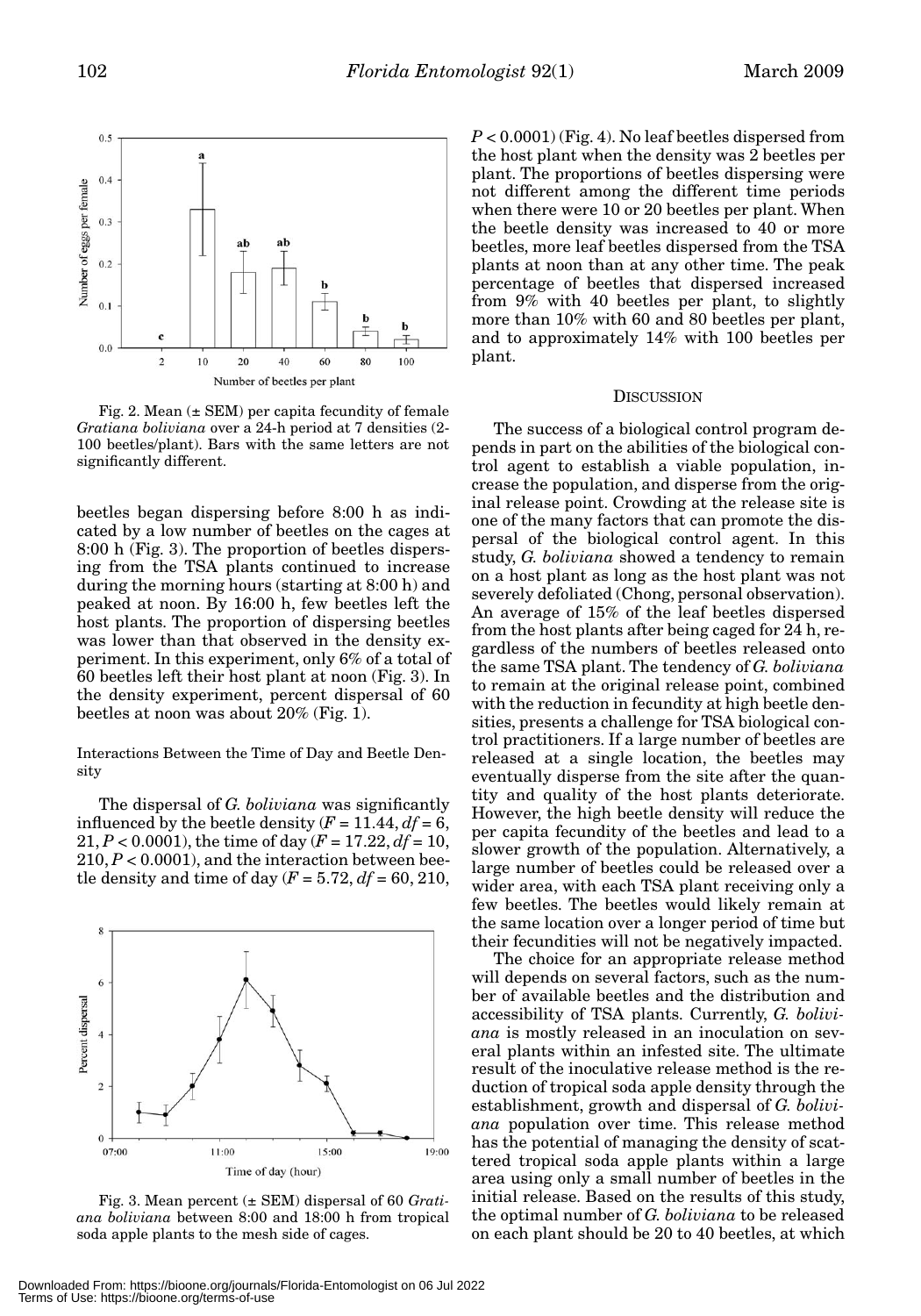Fig. 2. Mean (± SEM) per capita fecundity of female *Gratiana boliviana* over a 24-h period at 7 densities (2-100 beetles/plant). Bars with the same letters are not significantly different.

beetles began dispersing before 8:00 h as indicated by a low number of beetles on the cages at 8:00 h (Fig. 3). The proportion of beetles dispersing from the TSA plants continued to increase during the morning hours (starting at 8:00 h) and peaked at noon. By 16:00 h, few beetles left the host plants. The proportion of dispersing beetles was lower than that observed in the density experiment. In this experiment, only 6% of a total of 60 beetles left their host plant at noon (Fig. 3). In the density experiment, percent dispersal of 60 beetles at noon was about 20% (Fig. 1).

### Interactions Between the Time of Day and Beetle Density

The dispersal of *G. boliviana* was significantly influenced by the beetle density ($F = 11.44$, $df = 6, 21$, $P < 0.0001$), the time of day ($F = 17.22$, $df = 10, 210$, $P < 0.0001$), and the interaction between beetle density and time of day ($F = 5.72$, $df = 60, 210$, $P < 0.0001$) (Fig. 4). No leaf beetles dispersed from the host plant when the density was 2 beetles per plant. The proportions of beetles dispersing were not different among the different time periods when there were 10 or 20 beetles per plant. When the beetle density was increased to 40 or more beetles, more leaf beetles dispersed from the TSA plants at noon than at any other time. The peak percentage of beetles that dispersed increased from 9% with 40 beetles per plant, to slightly more than 10% with 60 and 80 beetles per plant, and to approximately 14% with 100 beetles per plant.

Fig. 3. Mean percent (± SEM) dispersal of 60 *Gratiana boliviana* between 8:00 and 18:00 h from tropical soda apple plants to the mesh side of cages.

## Discussion

The success of a biological control program depends in part on the abilities of the biological control agent to establish a viable population, increase the population, and disperse from the original release point. Crowding at the release site is one of the many factors that can promote the dispersal of the biological control agent. In this study, *G. boliviana* showed a tendency to remain on a host plant as long as the host plant was not severely defoliated (Chong, personal observation). An average of 15% of the leaf beetles dispersed from the host plants after being caged for 24 h, regardless of the numbers of beetles released onto the same TSA plant. The tendency of *G. boliviana* to remain at the original release point, combined with the reduction in fecundity at high beetle densities, presents a challenge for TSA biological control practitioners. If a large number of beetles are released at a single location, the beetles may eventually disperse from the site after the quantity and quality of the host plants deteriorate. However, the high beetle density will reduce the per capita fecundity of the beetles and lead to a slower growth of the population. Alternatively, a large number of beetles could be released over a wider area, with each TSA plant receiving only a few beetles. The beetles would likely remain at the same location over a longer period of time but their fecundities will not be negatively impacted.

The choice for an appropriate release method will depends on several factors, such as the number of available beetles and the distribution and accessibility of TSA plants. Currently, *G. boliviana* is mostly released in an inoculation on several plants within an infested site. The ultimate result of the inoculative release method is the reduction of tropical soda apple density through the establishment, growth and dispersal of *G. boliviana* population over time. This release method has the potential of managing the density of scattered tropical soda apple plants within a large area using only a small number of beetles in the initial release. Based on the results of this study, the optimal number of *G. boliviana* to be released on each plant should be 20 to 40 beetles, at which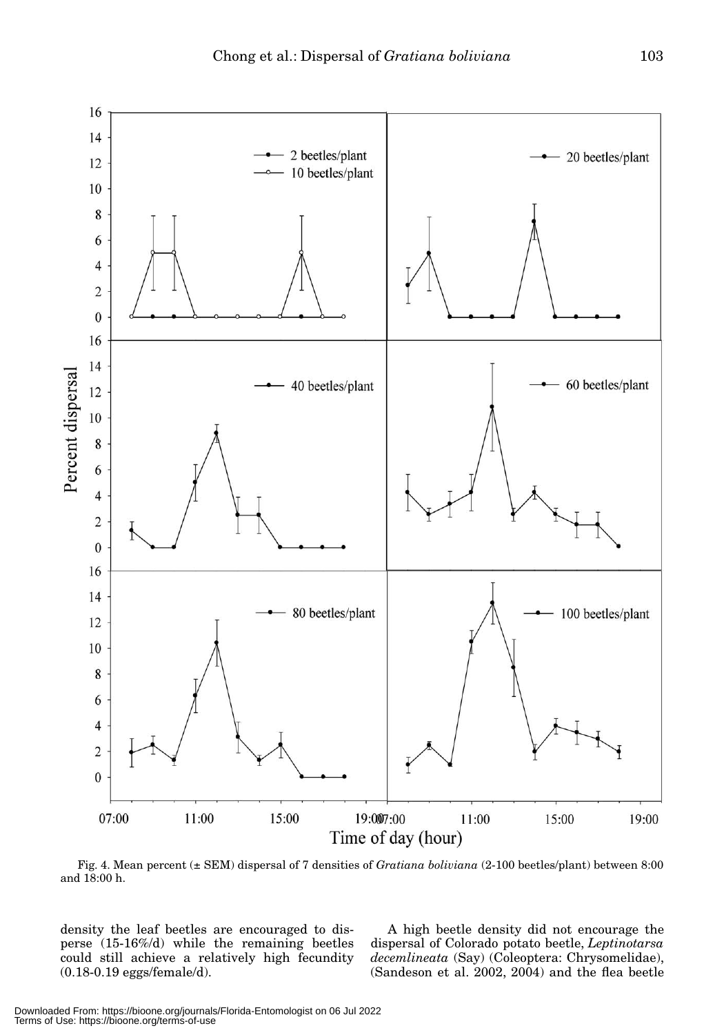Fig. 4. Mean percent (± SEM) dispersal of 7 densities of *Gratiana boliviana* (2-100 beetles/plant) between 8:00 and 18:00 h.

density the leaf beetles are encouraged to disperse (15-16%/d) while the remaining beetles could still achieve a relatively high fecundity (0.18-0.19 eggs/female/d).

A high beetle density did not encourage the dispersal of Colorado potato beetle, *Leptinotarsa decemlineata* (Say) (Coleoptera: Chrysomelidae), (Sandeson et al. 2002, 2004) and the flea beetle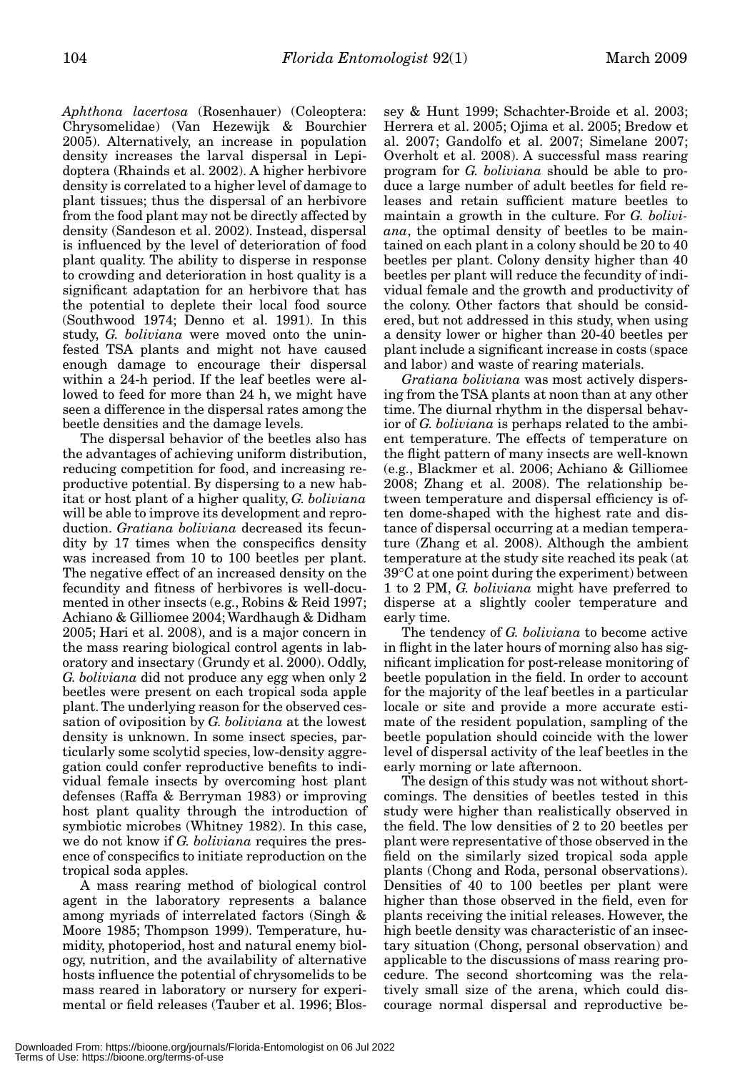*Aphthona lacertosa* (Rosenhauer) (Coleoptera: Chrysomelidae) (Van Hezewijk & Bourchier 2005). Alternatively, an increase in population density increases the larval dispersal in Lepidoptera (Rhainds et al. 2002). A higher herbivore density is correlated to a higher level of damage to plant tissues; thus the dispersal of an herbivore from the food plant may not be directly affected by density (Sandeson et al. 2002). Instead, dispersal is influenced by the level of deterioration of food plant quality. The ability to disperse in response to crowding and deterioration in host quality is a significant adaptation for an herbivore that has the potential to deplete their local food source (Southwood 1974; Denno et al. 1991). In this study, *G. boliviana* were moved onto the uninfested TSA plants and might not have caused enough damage to encourage their dispersal within a 24-h period. If the leaf beetles were allowed to feed for more than 24 h, we might have seen a difference in the dispersal rates among the beetle densities and the damage levels.

The dispersal behavior of the beetles also has the advantages of achieving uniform distribution, reducing competition for food, and increasing reproductive potential. By dispersing to a new habitat or host plant of a higher quality, *G. boliviana* will be able to improve its development and reproduction. *Gratiana boliviana* decreased its fecundity by 17 times when the conspecifics density was increased from 10 to 100 beetles per plant. The negative effect of an increased density on the fecundity and fitness of herbivores is well-documented in other insects (e.g., Robins & Reid 1997; Achiano & Gilliomee 2004; Wardhaugh & Didham 2005; Hari et al. 2008), and is a major concern in the mass rearing biological control agents in laboratory and insectary (Grundy et al. 2000). Oddly, *G. boliviana* did not produce any egg when only 2 beetles were present on each tropical soda apple plant. The underlying reason for the observed cessation of oviposition by *G. boliviana* at the lowest density is unknown. In some insect species, particularly some scolytid species, low-density aggregation could confer reproductive benefits to individual female insects by overcoming host plant defenses (Raffa & Berryman 1983) or improving host plant quality through the introduction of symbiotic microbes (Whitney 1982). In this case, we do not know if *G. boliviana* requires the presence of conspecifics to initiate reproduction on the tropical soda apples.

A mass rearing method of biological control agent in the laboratory represents a balance among myriads of interrelated factors (Singh & Moore 1985; Thompson 1999). Temperature, humidity, photoperiod, host and natural enemy biology, nutrition, and the availability of alternative hosts influence the potential of chrysomelids to be mass reared in laboratory or nursery for experimental or field releases (Tauber et al. 1996; Blossey & Hunt 1999; Schachter-Broide et al. 2003; Herrera et al. 2005; Ojima et al. 2005; Bredow et al. 2007; Gandolfo et al. 2007; Simelane 2007; Overholt et al. 2008). A successful mass rearing program for *G. boliviana* should be able to produce a large number of adult beetles for field releases and retain sufficient mature beetles to maintain a growth in the culture. For *G. boliviana*, the optimal density of beetles to be maintained on each plant in a colony should be 20 to 40 beetles per plant. Colony density higher than 40 beetles per plant will reduce the fecundity of individual female and the growth and productivity of the colony. Other factors that should be considered, but not addressed in this study, when using a density lower or higher than 20-40 beetles per plant include a significant increase in costs (space and labor) and waste of rearing materials.

*Gratiana boliviana* was most actively dispersing from the TSA plants at noon than at any other time. The diurnal rhythm in the dispersal behavior of *G. boliviana* is perhaps related to the ambient temperature. The effects of temperature on the flight pattern of many insects are well-known (e.g., Blackmer et al. 2006; Achiano & Gilliomee 2008; Zhang et al. 2008). The relationship between temperature and dispersal efficiency is often dome-shaped with the highest rate and distance of dispersal occurring at a median temperature (Zhang et al. 2008). Although the ambient temperature at the study site reached its peak (at 39°C at one point during the experiment) between 1 to 2 PM, *G. boliviana* might have preferred to disperse at a slightly cooler temperature and early time.

The tendency of *G. boliviana* to become active in flight in the later hours of morning also has significant implication for post-release monitoring of beetle population in the field. In order to account for the majority of the leaf beetles in a particular locale or site and provide a more accurate estimate of the resident population, sampling of the beetle population should coincide with the lower level of dispersal activity of the leaf beetles in the early morning or late afternoon.

The design of this study was not without shortcomings. The densities of beetles tested in this study were higher than realistically observed in the field. The low densities of 2 to 20 beetles per plant were representative of those observed in the field on the similarly sized tropical soda apple plants (Chong and Roda, personal observations). Densities of 40 to 100 beetles per plant were higher than those observed in the field, even for plants receiving the initial releases. However, the high beetle density was characteristic of an insectary situation (Chong, personal observation) and applicable to the discussions of mass rearing procedure. The second shortcoming was the relatively small size of the arena, which could discourage normal dispersal and reproductive be-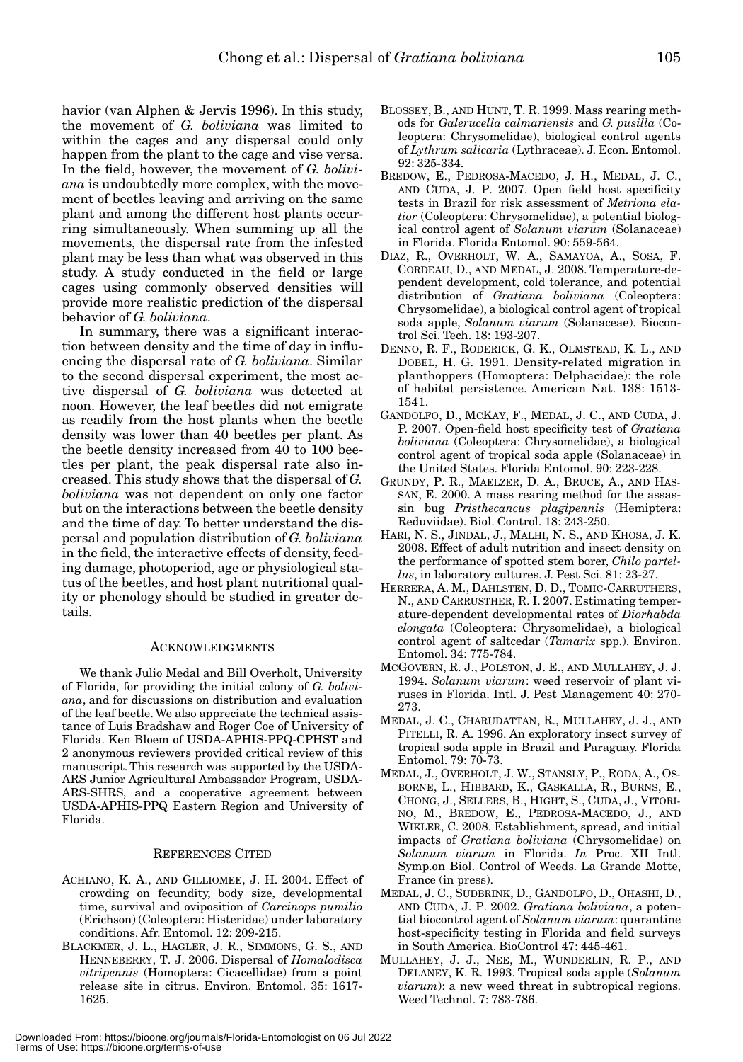havior (van Alphen & Jervis 1996). In this study, the movement of *G. boliviana* was limited to within the cages and any dispersal could only happen from the plant to the cage and vise versa. In the field, however, the movement of *G. boliviana* is undoubtedly more complex, with the movement of beetles leaving and arriving on the same plant and among the different host plants occurring simultaneously. When summing up all the movements, the dispersal rate from the infested plant may be less than what was observed in this study. A study conducted in the field or large cages using commonly observed densities will provide more realistic prediction of the dispersal behavior of *G. boliviana*.

In summary, there was a significant interaction between density and the time of day in influencing the dispersal rate of *G. boliviana*. Similar to the second dispersal experiment, the most active dispersal of *G. boliviana* was detected at noon. However, the leaf beetles did not emigrate as readily from the host plants when the beetle density was lower than 40 beetles per plant. As the beetle density increased from 40 to 100 beetles per plant, the peak dispersal rate also increased. This study shows that the dispersal of *G. boliviana* was not dependent on only one factor but on the interactions between the beetle density and the time of day. To better understand the dispersal and population distribution of *G. boliviana* in the field, the interactive effects of density, feeding damage, photoperiod, age or physiological status of the beetles, and host plant nutritional quality or phenology should be studied in greater details.

## ACKNOWLEDGMENTS

We thank Julio Medal and Bill Overholt, University of Florida, for providing the initial colony of *G. boliviana*, and for discussions on distribution and evaluation of the leaf beetle. We also appreciate the technical assistance of Luis Bradshaw and Roger Coe of University of Florida. Ken Bloem of USDA-APHIS-PPQ-CPHST and 2 anonymous reviewers provided critical review of this manuscript. This research was supported by the USDA-ARS Junior Agricultural Ambassador Program, USDA-ARS-SHRS, and a cooperative agreement between USDA-APHIS-PPQ Eastern Region and University of Florida.

## REFERENCES CITED

ACHIANO, K. A., AND GILLIOMEE, J. H. 2004. Effect of crowding on fecundity, body size, developmental time, survival and oviposition of *Carcinops pumilio* (Erichson) (Coleoptera: Histeridae) under laboratory conditions. Afr. Entomol. 12: 209-215.

BLACKMER, J. L., HAGLER, J. R., SIMMONS, G. S., AND HENNEBERRY, T. J. 2006. Dispersal of *Homalodisca vitripennis* (Homoptera: Cicacellidae) from a point release site in citrus. Environ. Entomol. 35: 1617-1625.

BLOSSEY, B., AND HUNT, T. R. 1999. Mass rearing methods for *Galerucella calmariensis* and *G. pusilla* (Coleoptera: Chrysomelidae), biological control agents of *Lythrum salicaria* (Lythraceae). J. Econ. Entomol. 92: 325-334.

BREDOW, E., PEDROSA-MACEDO, J. H., MEDAL, J. C., AND CUDA, J. P. 2007. Open field host specificity tests in Brazil for risk assessment of *Metriona elatior* (Coleoptera: Chrysomelidae), a potential biological control agent of *Solanum viarum* (Solanaceae) in Florida. Florida Entomol. 90: 559-564.

DIAZ, R., OVERHOLT, W. A., SAMAYOA, A., SOSA, F. CORDEAU, D., AND MEDAL, J. 2008. Temperature-dependent development, cold tolerance, and potential distribution of *Gratiana boliviana* (Coleoptera: Chrysomelidae), a biological control agent of tropical soda apple, *Solanum viarum* (Solanaceae). Biocontrol Sci. Tech. 18: 193-207.

DENNO, R. F., RODERICK, G. K., OLMSTEAD, K. L., AND DOBEL, H. G. 1991. Density-related migration in planthoppers (Homoptera: Delphacidae): the role of habitat persistence. American Nat. 138: 1513-1541.

GANDOLFO, D., MCKAY, F., MEDAL, J. C., AND CUDA, J. P. 2007. Open-field host specificity test of *Gratiana boliviana* (Coleoptera: Chrysomelidae), a biological control agent of tropical soda apple (Solanaceae) in the United States. Florida Entomol. 90: 223-228.

GRUNDY, P. R., MAELZER, D. A., BRUCE, A., AND HASSAN, E. 2000. A mass rearing method for the assassin bug *Pristhecancus plagipennis* (Hemiptera: Reduviidae). Biol. Control. 18: 243-250.

HARI, N. S., JINDAL, J., MALHI, N. S., AND KHOSA, J. K. 2008. Effect of adult nutrition and insect density on the performance of spotted stem borer, *Chilo partellus*, in laboratory cultures. J. Pest Sci. 81: 23-27.

HERRERA, A. M., DAHLSTEN, D. D., TOMIC-CARRUTHERS, N., AND CARRUSTHER, R. I. 2007. Estimating temperature-dependent developmental rates of *Diorhabda elongata* (Coleoptera: Chrysomelidae), a biological control agent of saltcedar (*Tamarix* spp.). Environ. Entomol. 34: 775-784.

MCGOVERN, R. J., POLSTON, J. E., AND MULLAHEY, J. J. 1994. *Solanum viarum*: weed reservoir of plant viruses in Florida. Intl. J. Pest Management 40: 270-273.

MEDAL, J. C., CHARUDATTAN, R., MULLAHEY, J. J., AND PITELLI, R. A. 1996. An exploratory insect survey of tropical soda apple in Brazil and Paraguay. Florida Entomol. 79: 70-73.

MEDAL, J., OVERHOLT, J. W., STANSLY, P., RODA, A., OSBORNE, L., HIBBARD, K., GASKALLA, R., BURNS, E., CHONG, J., SELLERS, B., HIGHT, S., CUDA, J., VITORINO, M., BREDOW, E., PEDROSA-MACEDO, J., AND WIKLER, C. 2008. Establishment, spread, and initial impacts of *Gratiana boliviana* (Chrysomelidae) on *Solanum viarum* in Florida. *In* Proc. XII Intl. Symp.on Biol. Control of Weeds. La Grande Motte, France (in press).

MEDAL, J. C., SUDBRINK, D., GANDOLFO, D., OHASHI, D., AND CUDA, J. P. 2002. *Gratiana boliviana*, a potential biocontrol agent of *Solanum viarum*: quarantine host-specificity testing in Florida and field surveys in South America. BioControl 47: 445-461.

MULLAHEY, J. J., NEE, M., WUNDERLIN, R. P., AND DELANEY, K. R. 1993. Tropical soda apple (*Solanum viarum*): a new weed threat in subtropical regions. Weed Technol. 7: 783-786.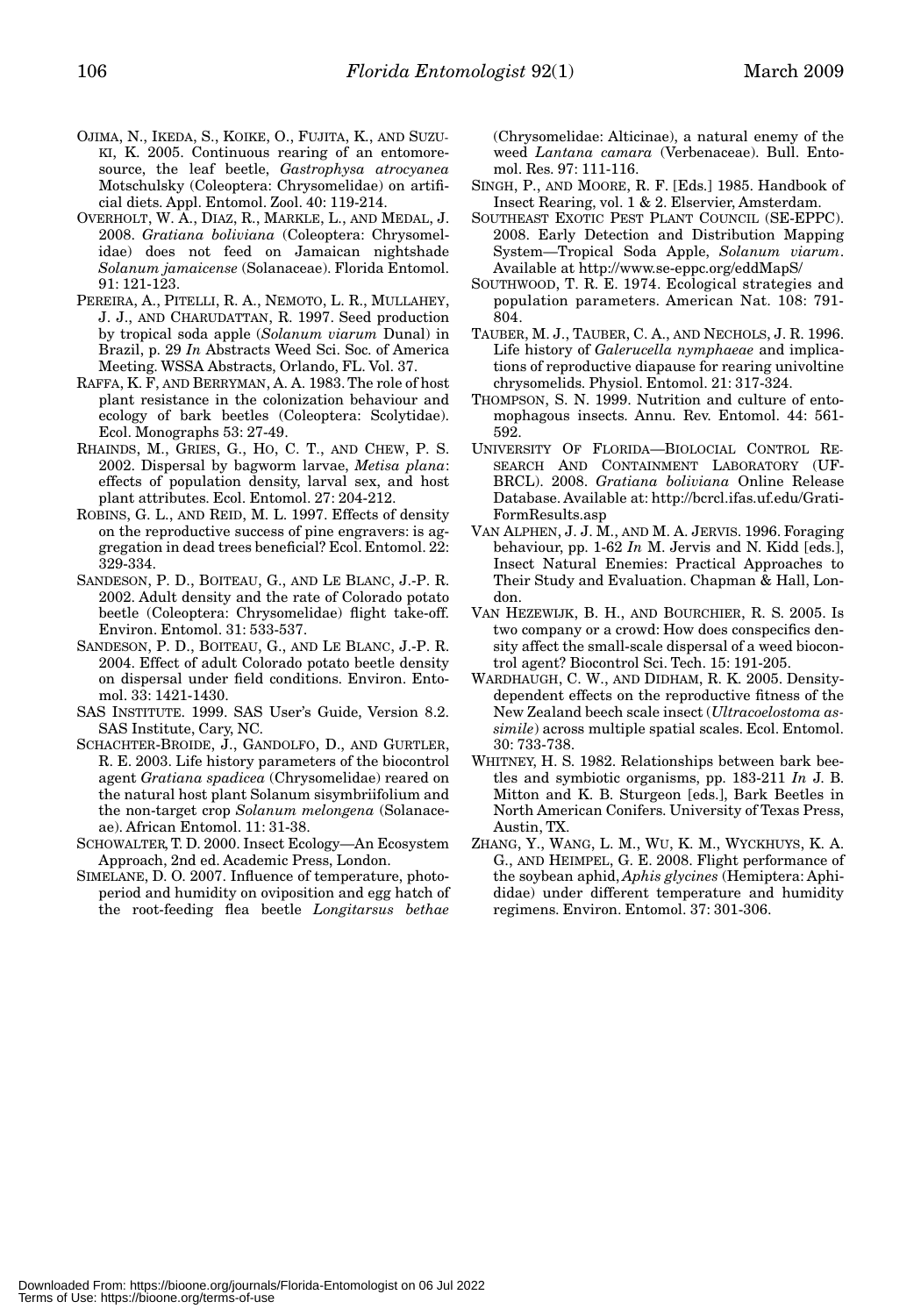OJIMA, N., IKEDA, S., KOIKE, O., FUJITA, K., AND SUZUKI, K. 2005. Continuous rearing of an entomoresource, the leaf beetle, *Gastrophysa atrocyanea* Motschulsky (Coleoptera: Chrysomelidae) on artificial diets. Appl. Entomol. Zool. 40: 119-214.

OVERHOLT, W. A., DIAZ, R., MARKLE, L., AND MEDAL, J. 2008. *Gratiana boliviana* (Coleoptera: Chrysomelidae) does not feed on Jamaican nightshade *Solanum jamaicense* (Solanaceae). Florida Entomol. 91: 121-123.

PEREIRA, A., PITELLI, R. A., NEMOTO, L. R., MULLAHEY, J. J., AND CHARUDATTAN, R. 1997. Seed production by tropical soda apple (*Solanum viarum* Dunal) in Brazil, p. 29 *In* Abstracts Weed Sci. Soc. of America Meeting. WSSA Abstracts, Orlando, FL. Vol. 37.

RAFFA, K. F, AND BERRYMAN, A. A. 1983. The role of host plant resistance in the colonization behaviour and ecology of bark beetles (Coleoptera: Scolytidae). Ecol. Monographs 53: 27-49.

RHAINDS, M., GRIES, G., HO, C. T., AND CHEW, P. S. 2002. Dispersal by bagworm larvae, *Metisa plana*: effects of population density, larval sex, and host plant attributes. Ecol. Entomol. 27: 204-212.

ROBINS, G. L., AND REID, M. L. 1997. Effects of density on the reproductive success of pine engravers: is aggregation in dead trees beneficial? Ecol. Entomol. 22: 329-334.

SANDESON, P. D., BOITEAU, G., AND LE BLANC, J.-P. R. 2002. Adult density and the rate of Colorado potato beetle (Coleoptera: Chrysomelidae) flight take-off. Environ. Entomol. 31: 533-537.

SANDESON, P. D., BOITEAU, G., AND LE BLANC, J.-P. R. 2004. Effect of adult Colorado potato beetle density on dispersal under field conditions. Environ. Entomol. 33: 1421-1430.

SAS INSTITUTE. 1999. SAS User's Guide, Version 8.2. SAS Institute, Cary, NC.

SCHACHTER-BROIDE, J., GANDOLFO, D., AND GURTLER, R. E. 2003. Life history parameters of the biocontrol agent *Gratiana spadicea* (Chrysomelidae) reared on the natural host plant Solanum sisymbriifolium and the non-target crop *Solanum melongena* (Solanaceae). African Entomol. 11: 31-38.

SCHOWALTER, T. D. 2000. Insect Ecology—An Ecosystem Approach, 2nd ed. Academic Press, London.

SIMELANE, D. O. 2007. Influence of temperature, photoperiod and humidity on oviposition and egg hatch of the root-feeding flea beetle *Longitarsus bethae* (Chrysomelidae: Alticinae), a natural enemy of the weed *Lantana camara* (Verbenaceae). Bull. Entomol. Res. 97: 111-116.

SINGH, P., AND MOORE, R. F. [Eds.] 1985. Handbook of Insect Rearing, vol. 1 & 2. Elservier, Amsterdam.

SOUTHEAST EXOTIC PEST PLANT COUNCIL (SE-EPPC). 2008. Early Detection and Distribution Mapping System—Tropical Soda Apple, *Solanum viarum*. Available at http://www.se-eppc.org/eddMapS/

SOUTHWOOD, T. R. E. 1974. Ecological strategies and population parameters. American Nat. 108: 791-804.

TAUBER, M. J., TAUBER, C. A., AND NECHOLS, J. R. 1996. Life history of *Galerucella nymphaeae* and implications of reproductive diapause for rearing univoltine chrysomelids. Physiol. Entomol. 21: 317-324.

THOMPSON, S. N. 1999. Nutrition and culture of entomophagous insects. Annu. Rev. Entomol. 44: 561-592.

UNIVERSITY OF FLORIDA—BIOLOCIAL CONTROL RESEARCH AND CONTAINMENT LABORATORY (UF-BRCL). 2008. *Gratiana boliviana* Online Release Database. Available at: http://bcrcl.ifas.uf.edu/GratiFormResults.asp

VAN ALPHEN, J. J. M., AND M. A. JERVIS. 1996. Foraging behaviour, pp. 1-62 *In* M. Jervis and N. Kidd [eds.], Insect Natural Enemies: Practical Approaches to Their Study and Evaluation. Chapman & Hall, London.

VAN HEZEWIJK, B. H., AND BOURCHIER, R. S. 2005. Is two company or a crowd: How does conspecifics density affect the small-scale dispersal of a weed biocontrol agent? Biocontrol Sci. Tech. 15: 191-205.

WARDHAUGH, C. W., AND DIDHAM, R. K. 2005. Density-dependent effects on the reproductive fitness of the New Zealand beech scale insect (*Ultracoelostoma assimile*) across multiple spatial scales. Ecol. Entomol. 30: 733-738.

WHITNEY, H. S. 1982. Relationships between bark beetles and symbiotic organisms, pp. 183-211 *In* J. B. Mitton and K. B. Sturgeon [eds.], Bark Beetles in North American Conifers. University of Texas Press, Austin, TX.

ZHANG, Y., WANG, L. M., WU, K. M., WYCKHUYS, K. A. G., AND HEIMPEL, G. E. 2008. Flight performance of the soybean aphid, *Aphis glycines* (Hemiptera: Aphididae) under different temperature and humidity regimens. Environ. Entomol. 37: 301-306.